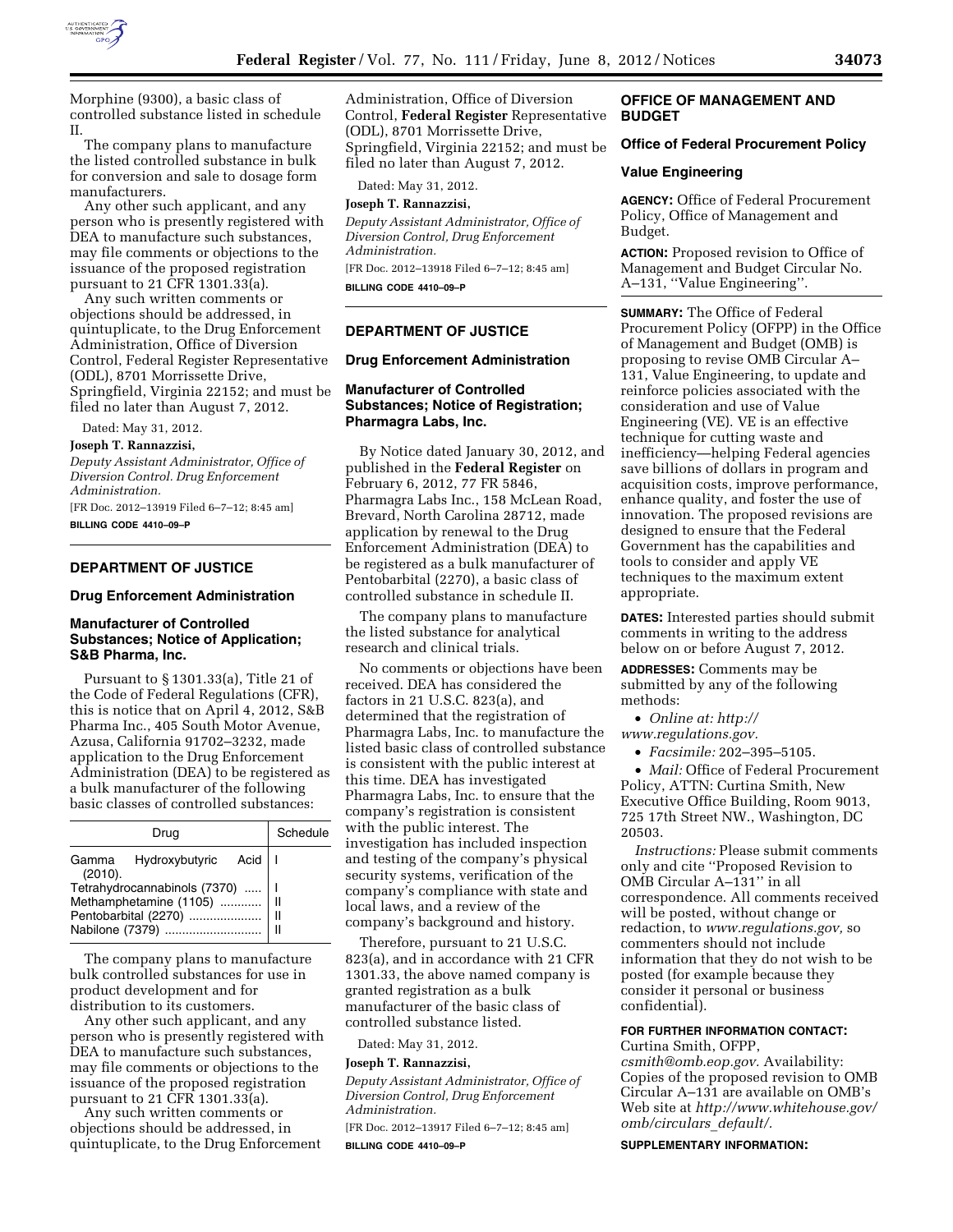Morphine (9300), a basic class of controlled substance listed in schedule II.

The company plans to manufacture the listed controlled substance in bulk for conversion and sale to dosage form manufacturers.

Any other such applicant, and any person who is presently registered with DEA to manufacture such substances, may file comments or objections to the issuance of the proposed registration pursuant to 21 CFR 1301.33(a).

Any such written comments or objections should be addressed, in quintuplicate, to the Drug Enforcement Administration, Office of Diversion Control, Federal Register Representative (ODL), 8701 Morrissette Drive, Springfield, Virginia 22152; and must be filed no later than August 7, 2012.

Dated: May 31, 2012.

**Joseph T. Rannazzisi,**

*Deputy Assistant Administrator, Office of Diversion Control. Drug Enforcement Administration.*

[FR Doc. 2012–13919 Filed 6–7–12; 8:45 am]

**BILLING CODE 4410–09–P**

## DEPARTMENT OF JUSTICE

### Drug Enforcement Administration

### Manufacturer of Controlled Substances; Notice of Application; S&B Pharma, Inc.

Pursuant to § 1301.33(a), Title 21 of the Code of Federal Regulations (CFR), this is notice that on April 4, 2012, S&B Pharma Inc., 405 South Motor Avenue, Azusa, California 91702–3232, made application to the Drug Enforcement Administration (DEA) to be registered as a bulk manufacturer of the following basic classes of controlled substances:

| Drug | Schedule |
|---|---|
| Gamma Hydroxybutyric Acid (2010). | I |
| Tetrahydrocannabinols (7370) | I |
| Methamphetamine (1105) | II |
| Pentobarbital (2270) | II |
| Nabilone (7379) | II |

The company plans to manufacture bulk controlled substances for use in product development and for distribution to its customers.

Any other such applicant, and any person who is presently registered with DEA to manufacture such substances, may file comments or objections to the issuance of the proposed registration pursuant to 21 CFR 1301.33(a).

Any such written comments or objections should be addressed, in quintuplicate, to the Drug Enforcement Administration, Office of Diversion Control, **Federal Register** Representative (ODL), 8701 Morrissette Drive, Springfield, Virginia 22152; and must be filed no later than August 7, 2012.

Dated: May 31, 2012.

**Joseph T. Rannazzisi,**

*Deputy Assistant Administrator, Office of Diversion Control, Drug Enforcement Administration.*

[FR Doc. 2012–13918 Filed 6–7–12; 8:45 am]

**BILLING CODE 4410–09–P**

## DEPARTMENT OF JUSTICE

### Drug Enforcement Administration

### Manufacturer of Controlled Substances; Notice of Registration; Pharmagra Labs, Inc.

By Notice dated January 30, 2012, and published in the **Federal Register** on February 6, 2012, 77 FR 5846, Pharmagra Labs Inc., 158 McLean Road, Brevard, North Carolina 28712, made application by renewal to the Drug Enforcement Administration (DEA) to be registered as a bulk manufacturer of Pentobarbital (2270), a basic class of controlled substance in schedule II.

The company plans to manufacture the listed substance for analytical research and clinical trials.

No comments or objections have been received. DEA has considered the factors in 21 U.S.C. 823(a), and determined that the registration of Pharmagra Labs, Inc. to manufacture the listed basic class of controlled substance is consistent with the public interest at this time. DEA has investigated Pharmagra Labs, Inc. to ensure that the company's registration is consistent with the public interest. The investigation has included inspection and testing of the company's physical security systems, verification of the company's compliance with state and local laws, and a review of the company's background and history.

Therefore, pursuant to 21 U.S.C. 823(a), and in accordance with 21 CFR 1301.33, the above named company is granted registration as a bulk manufacturer of the basic class of controlled substance listed.

Dated: May 31, 2012.

**Joseph T. Rannazzisi,**

*Deputy Assistant Administrator, Office of Diversion Control, Drug Enforcement Administration.*

[FR Doc. 2012–13917 Filed 6–7–12; 8:45 am]

**BILLING CODE 4410–09–P**

## OFFICE OF MANAGEMENT AND BUDGET

### Office of Federal Procurement Policy

### Value Engineering

**AGENCY:** Office of Federal Procurement Policy, Office of Management and Budget.

**ACTION:** Proposed revision to Office of Management and Budget Circular No. A–131, ''Value Engineering''.

**SUMMARY:** The Office of Federal Procurement Policy (OFPP) in the Office of Management and Budget (OMB) is proposing to revise OMB Circular A–131, Value Engineering, to update and reinforce policies associated with the consideration and use of Value Engineering (VE). VE is an effective technique for cutting waste and inefficiency—helping Federal agencies save billions of dollars in program and acquisition costs, improve performance, enhance quality, and foster the use of innovation. The proposed revisions are designed to ensure that the Federal Government has the capabilities and tools to consider and apply VE techniques to the maximum extent appropriate.

**DATES:** Interested parties should submit comments in writing to the address below on or before August 7, 2012.

**ADDRESSES:** Comments may be submitted by any of the following methods:

- *Online at: http://www.regulations.gov.*
- *Facsimile:* 202–395–5105.
- *Mail:* Office of Federal Procurement Policy, ATTN: Curtina Smith, New Executive Office Building, Room 9013, 725 17th Street NW., Washington, DC 20503.

*Instructions:* Please submit comments only and cite ''Proposed Revision to OMB Circular A–131'' in all correspondence. All comments received will be posted, without change or redaction, to *www.regulations.gov,* so commenters should not include information that they do not wish to be posted (for example because they consider it personal or business confidential).

**FOR FURTHER INFORMATION CONTACT:** Curtina Smith, OFPP, *csmith@omb.eop.gov.* Availability: Copies of the proposed revision to OMB Circular A–131 are available on OMB's Web site at *http://www.whitehouse.gov/omb/circulars_default/.*

**SUPPLEMENTARY INFORMATION:**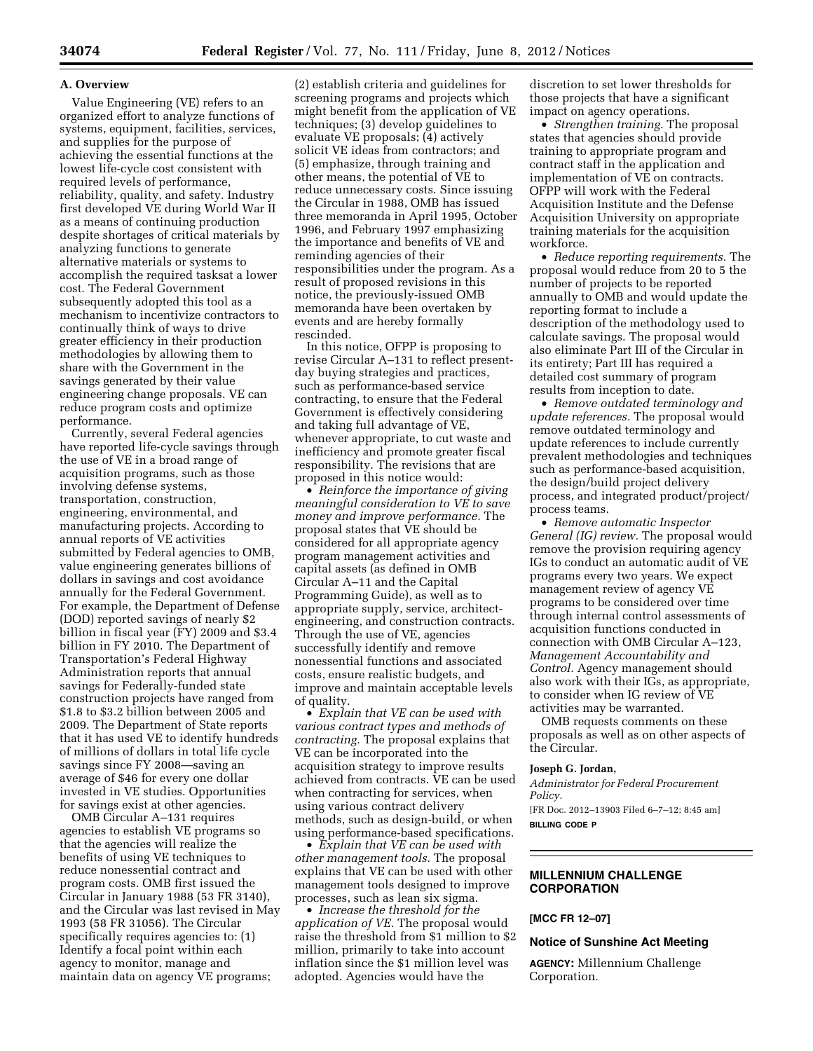## A. Overview

Value Engineering (VE) refers to an organized effort to analyze functions of systems, equipment, facilities, services, and supplies for the purpose of achieving the essential functions at the lowest life-cycle cost consistent with required levels of performance, reliability, quality, and safety. Industry first developed VE during World War II as a means of continuing production despite shortages of critical materials by analyzing functions to generate alternative materials or systems to accomplish the required tasksat a lower cost. The Federal Government subsequently adopted this tool as a mechanism to incentivize contractors to continually think of ways to drive greater efficiency in their production methodologies by allowing them to share with the Government in the savings generated by their value engineering change proposals. VE can reduce program costs and optimize performance.

Currently, several Federal agencies have reported life-cycle savings through the use of VE in a broad range of acquisition programs, such as those involving defense systems, transportation, construction, engineering, environmental, and manufacturing projects. According to annual reports of VE activities submitted by Federal agencies to OMB, value engineering generates billions of dollars in savings and cost avoidance annually for the Federal Government. For example, the Department of Defense (DOD) reported savings of nearly $2 billion in fiscal year (FY) 2009 and $3.4 billion in FY 2010. The Department of Transportation's Federal Highway Administration reports that annual savings for Federally-funded state construction projects have ranged from $1.8 to $3.2 billion between 2005 and 2009. The Department of State reports that it has used VE to identify hundreds of millions of dollars in total life cycle savings since FY 2008—saving an average of $46 for every one dollar invested in VE studies. Opportunities for savings exist at other agencies.

OMB Circular A–131 requires agencies to establish VE programs so that the agencies will realize the benefits of using VE techniques to reduce nonessential contract and program costs. OMB first issued the Circular in January 1988 (53 FR 3140), and the Circular was last revised in May 1993 (58 FR 31056). The Circular specifically requires agencies to: (1) Identify a focal point within each agency to monitor, manage and maintain data on agency VE programs; (2) establish criteria and guidelines for screening programs and projects which might benefit from the application of VE techniques; (3) develop guidelines to evaluate VE proposals; (4) actively solicit VE ideas from contractors; and (5) emphasize, through training and other means, the potential of VE to reduce unnecessary costs. Since issuing the Circular in 1988, OMB has issued three memoranda in April 1995, October 1996, and February 1997 emphasizing the importance and benefits of VE and reminding agencies of their responsibilities under the program. As a result of proposed revisions in this notice, the previously-issued OMB memoranda have been overtaken by events and are hereby formally rescinded.

In this notice, OFPP is proposing to revise Circular A–131 to reflect present-day buying strategies and practices, such as performance-based service contracting, to ensure that the Federal Government is effectively considering and taking full advantage of VE, whenever appropriate, to cut waste and inefficiency and promote greater fiscal responsibility. The revisions that are proposed in this notice would:

- *Reinforce the importance of giving meaningful consideration to VE to save money and improve performance.* The proposal states that VE should be considered for all appropriate agency program management activities and capital assets (as defined in OMB Circular A–11 and the Capital Programming Guide), as well as to appropriate supply, service, architect-engineering, and construction contracts. Through the use of VE, agencies successfully identify and remove nonessential functions and associated costs, ensure realistic budgets, and improve and maintain acceptable levels of quality.
- *Explain that VE can be used with various contract types and methods of contracting.* The proposal explains that VE can be incorporated into the acquisition strategy to improve results achieved from contracts. VE can be used when contracting for services, when using various contract delivery methods, such as design-build, or when using performance-based specifications.
- *Explain that VE can be used with other management tools.* The proposal explains that VE can be used with other management tools designed to improve processes, such as lean six sigma.
- *Increase the threshold for the application of VE.* The proposal would raise the threshold from $1 million to $2 million, primarily to take into account inflation since the $1 million level was adopted. Agencies would have the discretion to set lower thresholds for those projects that have a significant impact on agency operations.
- *Strengthen training.* The proposal states that agencies should provide training to appropriate program and contract staff in the application and implementation of VE on contracts. OFPP will work with the Federal Acquisition Institute and the Defense Acquisition University on appropriate training materials for the acquisition workforce.
- *Reduce reporting requirements.* The proposal would reduce from 20 to 5 the number of projects to be reported annually to OMB and would update the reporting format to include a description of the methodology used to calculate savings. The proposal would also eliminate Part III of the Circular in its entirety; Part III has required a detailed cost summary of program results from inception to date.
- *Remove outdated terminology and update references.* The proposal would remove outdated terminology and update references to include currently prevalent methodologies and techniques such as performance-based acquisition, the design/build project delivery process, and integrated product/project/process teams.
- *Remove automatic Inspector General (IG) review.* The proposal would remove the provision requiring agency IGs to conduct an automatic audit of VE programs every two years. We expect management review of agency VE programs to be considered over time through internal control assessments of acquisition functions conducted in connection with OMB Circular A–123, *Management Accountability and Control.* Agency management should also work with their IGs, as appropriate, to consider when IG review of VE activities may be warranted.

OMB requests comments on these proposals as well as on other aspects of the Circular.

**Joseph G. Jordan,**

*Administrator for Federal Procurement Policy.*

[FR Doc. 2012–13903 Filed 6–7–12; 8:45 am]

**BILLING CODE P**

---

## MILLENNIUM CHALLENGE CORPORATION

**[MCC FR 12–07]**

### Notice of Sunshine Act Meeting

**AGENCY:** Millennium Challenge Corporation.